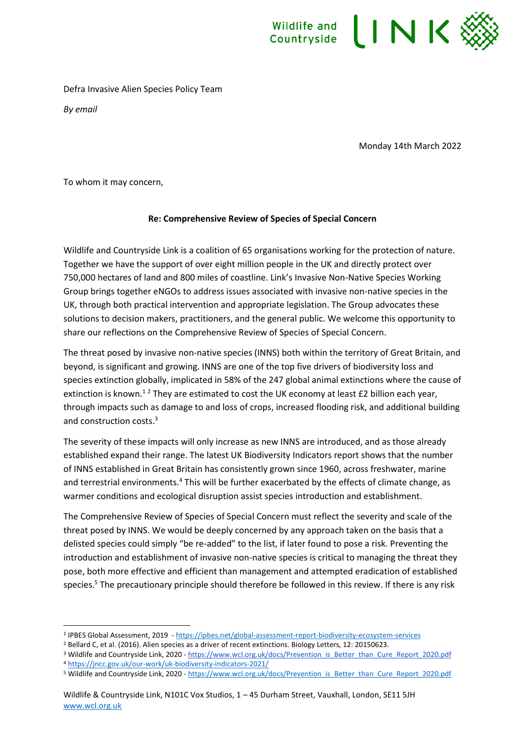Defra Invasive Alien Species Policy Team

*By email*

Monday 14th March 2022

To whom it may concern,

**Re: Comprehensive Review of Species of Special Concern**

Wildlife and Countryside Link is a coalition of 65 organisations working for the protection of nature. Together we have the support of over eight million people in the UK and directly protect over 750,000 hectares of land and 800 miles of coastline. Link's Invasive Non-Native Species Working Group brings together eNGOs to address issues associated with invasive non-native species in the UK, through both practical intervention and appropriate legislation. The Group advocates these solutions to decision makers, practitioners, and the general public. We welcome this opportunity to share our reflections on the Comprehensive Review of Species of Special Concern.

The threat posed by invasive non-native species (INNS) both within the territory of Great Britain, and beyond, is significant and growing. INNS are one of the top five drivers of biodiversity loss and species extinction globally, implicated in 58% of the 247 global animal extinctions where the cause of extinction is known.[1] [2] They are estimated to cost the UK economy at least £2 billion each year, through impacts such as damage to and loss of crops, increased flooding risk, and additional building and construction costs.[3]

The severity of these impacts will only increase as new INNS are introduced, and as those already established expand their range. The latest UK Biodiversity Indicators report shows that the number of INNS established in Great Britain has consistently grown since 1960, across freshwater, marine and terrestrial environments.[4] This will be further exacerbated by the effects of climate change, as warmer conditions and ecological disruption assist species introduction and establishment.

The Comprehensive Review of Species of Special Concern must reflect the severity and scale of the threat posed by INNS. We would be deeply concerned by any approach taken on the basis that a delisted species could simply "be re-added" to the list, if later found to pose a risk. Preventing the introduction and establishment of invasive non-native species is critical to managing the threat they pose, both more effective and efficient than management and attempted eradication of established species.[5] The precautionary principle should therefore be followed in this review. If there is any risk

---

[1] IPBES Global Assessment, 2019 - https://ipbes.net/global-assessment-report-biodiversity-ecosystem-services

[2] Bellard C, et al. (2016). Alien species as a driver of recent extinctions. Biology Letters, 12: 20150623.

[3] Wildlife and Countryside Link, 2020 - https://www.wcl.org.uk/docs/Prevention_is_Better_than_Cure_Report_2020.pdf

[4] https://jncc.gov.uk/our-work/uk-biodiversity-indicators-2021/

[5] Wildlife and Countryside Link, 2020 - https://www.wcl.org.uk/docs/Prevention_is_Better_than_Cure_Report_2020.pdf

Wildlife & Countryside Link, N101C Vox Studios, 1 – 45 Durham Street, Vauxhall, London, SE11 5JH
www.wcl.org.uk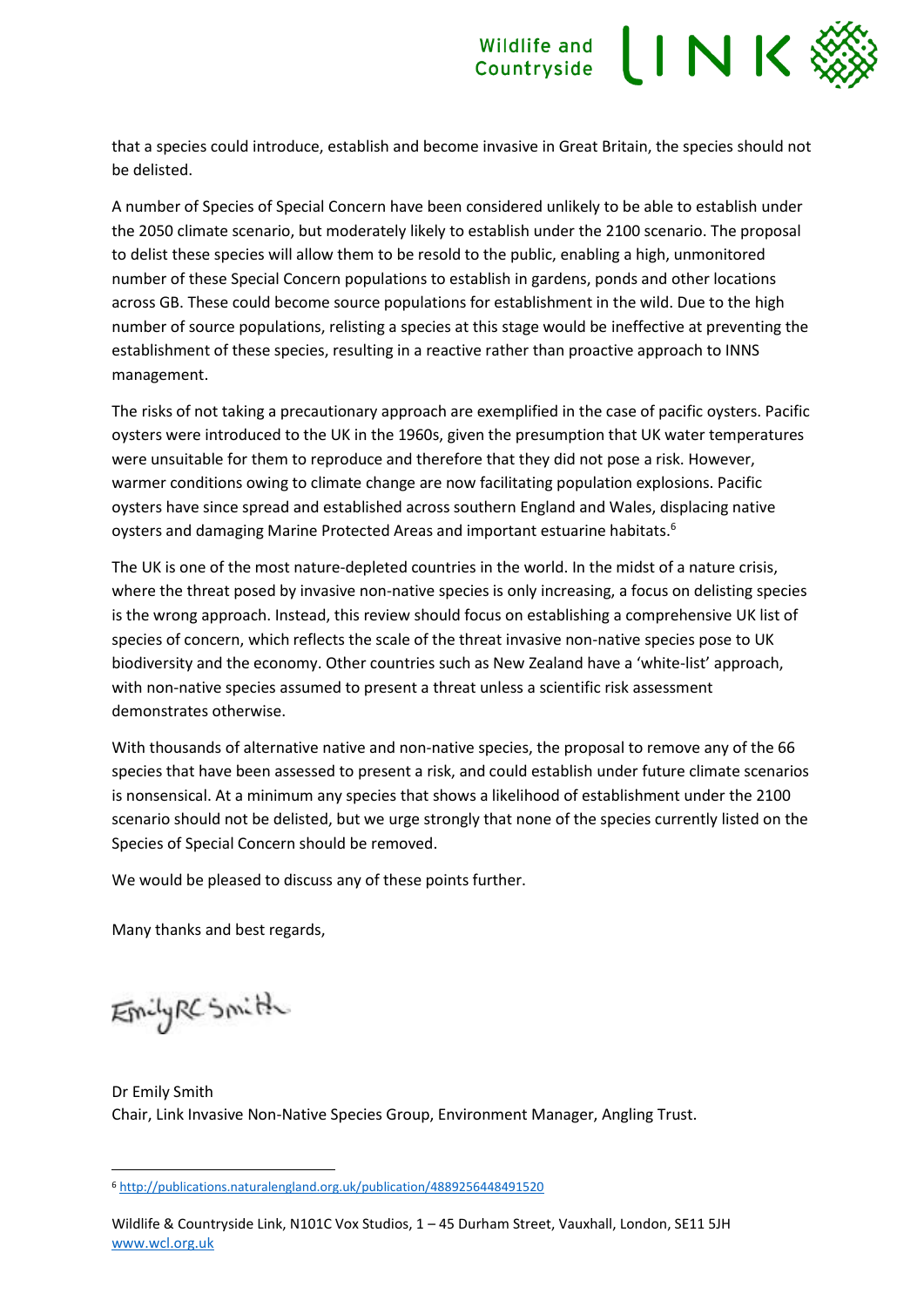that a species could introduce, establish and become invasive in Great Britain, the species should not be delisted.

A number of Species of Special Concern have been considered unlikely to be able to establish under the 2050 climate scenario, but moderately likely to establish under the 2100 scenario. The proposal to delist these species will allow them to be resold to the public, enabling a high, unmonitored number of these Special Concern populations to establish in gardens, ponds and other locations across GB. These could become source populations for establishment in the wild. Due to the high number of source populations, relisting a species at this stage would be ineffective at preventing the establishment of these species, resulting in a reactive rather than proactive approach to INNS management.

The risks of not taking a precautionary approach are exemplified in the case of pacific oysters. Pacific oysters were introduced to the UK in the 1960s, given the presumption that UK water temperatures were unsuitable for them to reproduce and therefore that they did not pose a risk. However, warmer conditions owing to climate change are now facilitating population explosions. Pacific oysters have since spread and established across southern England and Wales, displacing native oysters and damaging Marine Protected Areas and important estuarine habitats.[6]

The UK is one of the most nature-depleted countries in the world. In the midst of a nature crisis, where the threat posed by invasive non-native species is only increasing, a focus on delisting species is the wrong approach. Instead, this review should focus on establishing a comprehensive UK list of species of concern, which reflects the scale of the threat invasive non-native species pose to UK biodiversity and the economy. Other countries such as New Zealand have a 'white-list' approach, with non-native species assumed to present a threat unless a scientific risk assessment demonstrates otherwise.

With thousands of alternative native and non-native species, the proposal to remove any of the 66 species that have been assessed to present a risk, and could establish under future climate scenarios is nonsensical. At a minimum any species that shows a likelihood of establishment under the 2100 scenario should not be delisted, but we urge strongly that none of the species currently listed on the Species of Special Concern should be removed.

We would be pleased to discuss any of these points further.

Many thanks and best regards,

Dr Emily Smith
Chair, Link Invasive Non-Native Species Group, Environment Manager, Angling Trust.

[6] http://publications.naturalengland.org.uk/publication/4889256448491520

Wildlife & Countryside Link, N101C Vox Studios, 1 – 45 Durham Street, Vauxhall, London, SE11 5JH
www.wcl.org.uk